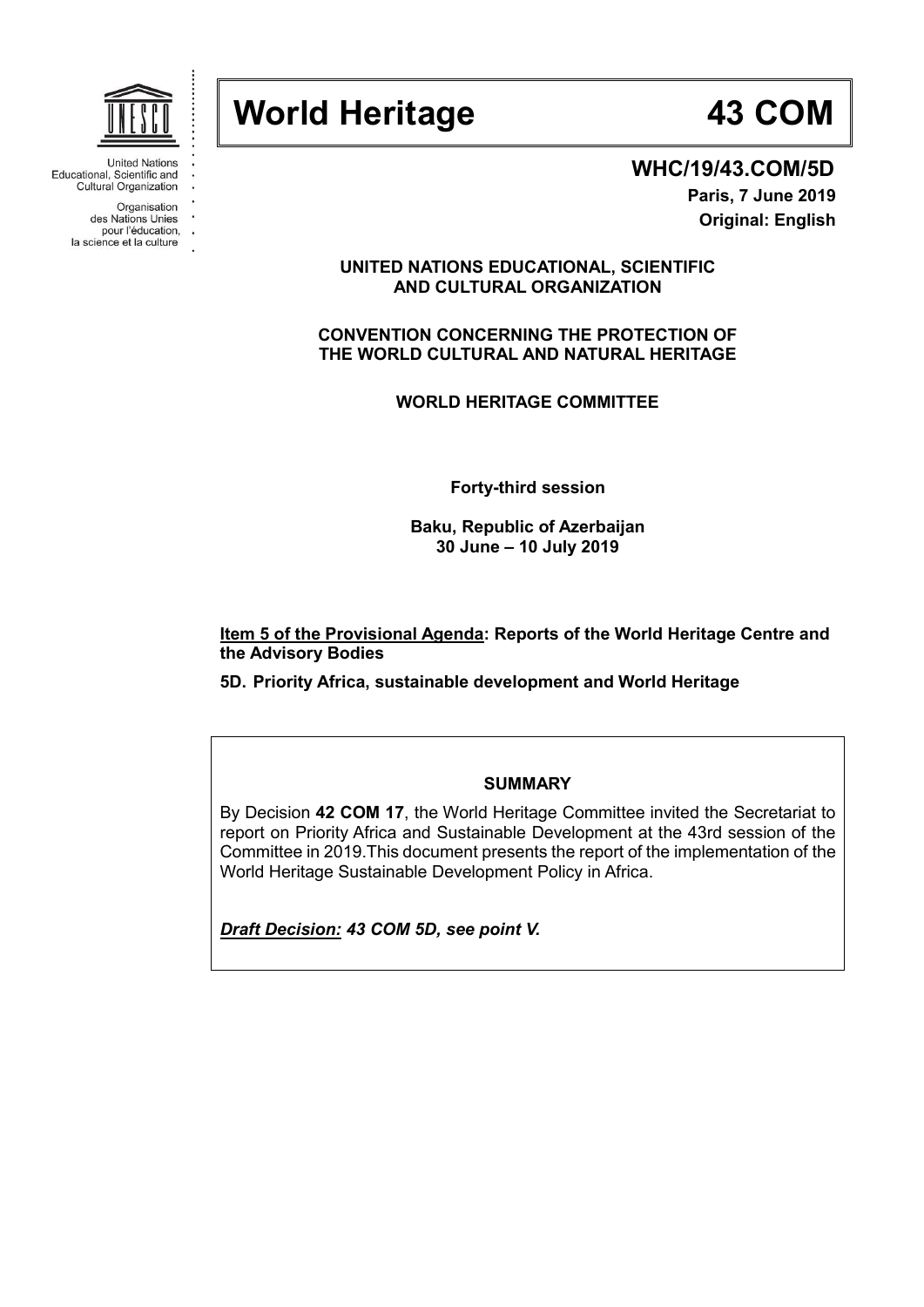United Nations Educational, Scientific and Cultural Organization

Organisation des Nations Unies pour l'éducation, la science et la culture

# World Heritage 43 COM

**WHC/19/43.COM/5D**

**Paris, 7 June 2019**

**Original: English**

**UNITED NATIONS EDUCATIONAL, SCIENTIFIC AND CULTURAL ORGANIZATION**

**CONVENTION CONCERNING THE PROTECTION OF THE WORLD CULTURAL AND NATURAL HERITAGE**

**WORLD HERITAGE COMMITTEE**

**Forty-third session**

**Baku, Republic of Azerbaijan**
**30 June – 10 July 2019**

**Item 5 of the Provisional Agenda: Reports of the World Heritage Centre and the Advisory Bodies**

**5D. Priority Africa, sustainable development and World Heritage**

**SUMMARY**

By Decision **42 COM 17**, the World Heritage Committee invited the Secretariat to report on Priority Africa and Sustainable Development at the 43rd session of the Committee in 2019.This document presents the report of the implementation of the World Heritage Sustainable Development Policy in Africa.

***Draft Decision:** 43 COM 5D, see point V.*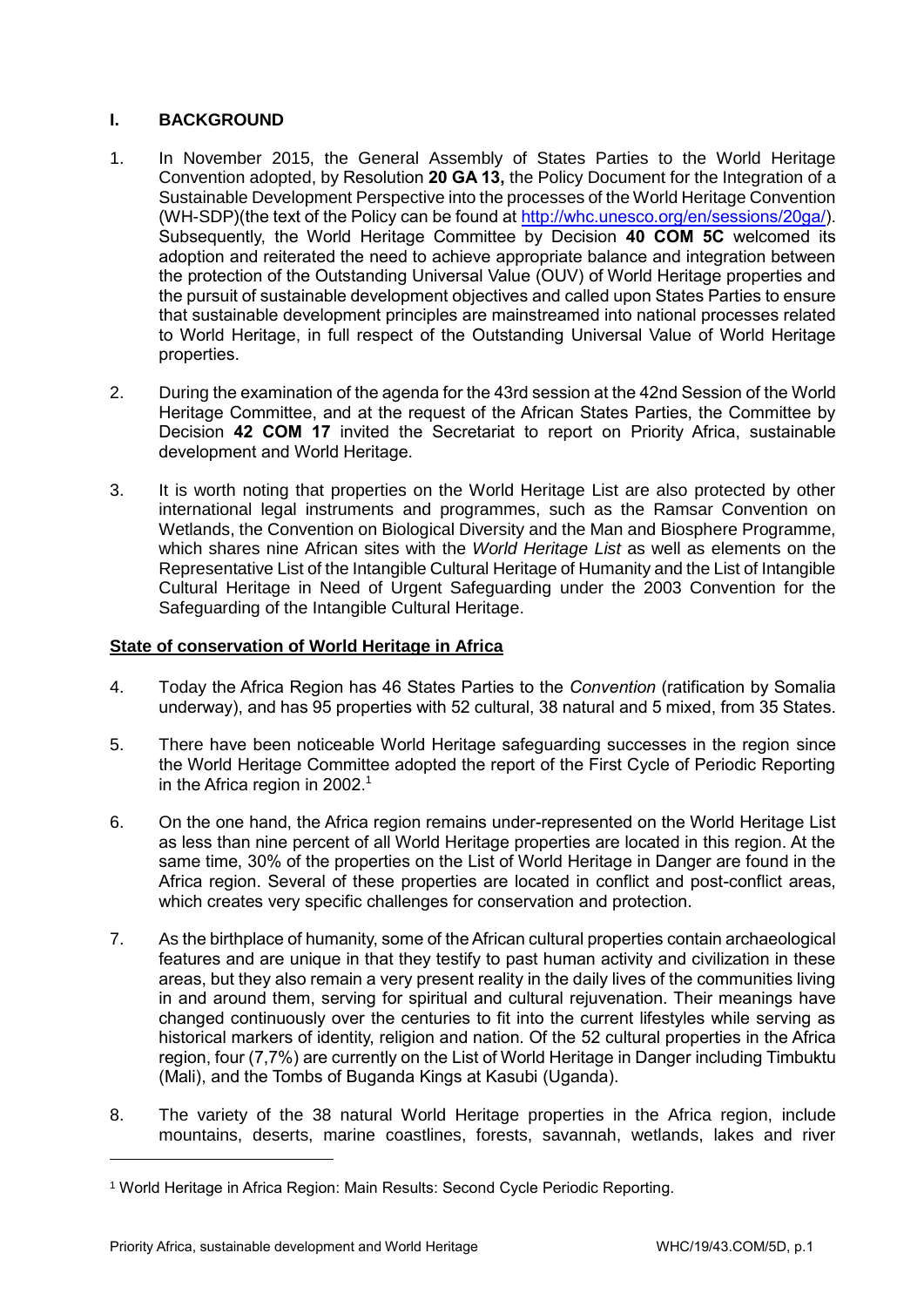## I. BACKGROUND

1. In November 2015, the General Assembly of States Parties to the World Heritage Convention adopted, by Resolution **20 GA 13,** the Policy Document for the Integration of a Sustainable Development Perspective into the processes of the World Heritage Convention (WH-SDP)(the text of the Policy can be found at http://whc.unesco.org/en/sessions/20ga/). Subsequently, the World Heritage Committee by Decision **40 COM 5C** welcomed its adoption and reiterated the need to achieve appropriate balance and integration between the protection of the Outstanding Universal Value (OUV) of World Heritage properties and the pursuit of sustainable development objectives and called upon States Parties to ensure that sustainable development principles are mainstreamed into national processes related to World Heritage, in full respect of the Outstanding Universal Value of World Heritage properties.

2. During the examination of the agenda for the 43rd session at the 42nd Session of the World Heritage Committee, and at the request of the African States Parties, the Committee by Decision **42 COM 17** invited the Secretariat to report on Priority Africa, sustainable development and World Heritage.

3. It is worth noting that properties on the World Heritage List are also protected by other international legal instruments and programmes, such as the Ramsar Convention on Wetlands, the Convention on Biological Diversity and the Man and Biosphere Programme, which shares nine African sites with the *World Heritage List* as well as elements on the Representative List of the Intangible Cultural Heritage of Humanity and the List of Intangible Cultural Heritage in Need of Urgent Safeguarding under the 2003 Convention for the Safeguarding of the Intangible Cultural Heritage.

### State of conservation of World Heritage in Africa

4. Today the Africa Region has 46 States Parties to the *Convention* (ratification by Somalia underway), and has 95 properties with 52 cultural, 38 natural and 5 mixed, from 35 States.

5. There have been noticeable World Heritage safeguarding successes in the region since the World Heritage Committee adopted the report of the First Cycle of Periodic Reporting in the Africa region in 2002.[1]

6. On the one hand, the Africa region remains under-represented on the World Heritage List as less than nine percent of all World Heritage properties are located in this region. At the same time, 30% of the properties on the List of World Heritage in Danger are found in the Africa region. Several of these properties are located in conflict and post-conflict areas, which creates very specific challenges for conservation and protection.

7. As the birthplace of humanity, some of the African cultural properties contain archaeological features and are unique in that they testify to past human activity and civilization in these areas, but they also remain a very present reality in the daily lives of the communities living in and around them, serving for spiritual and cultural rejuvenation. Their meanings have changed continuously over the centuries to fit into the current lifestyles while serving as historical markers of identity, religion and nation. Of the 52 cultural properties in the Africa region, four (7,7%) are currently on the List of World Heritage in Danger including Timbuktu (Mali), and the Tombs of Buganda Kings at Kasubi (Uganda).

8. The variety of the 38 natural World Heritage properties in the Africa region, include mountains, deserts, marine coastlines, forests, savannah, wetlands, lakes and river

[1] World Heritage in Africa Region: Main Results: Second Cycle Periodic Reporting.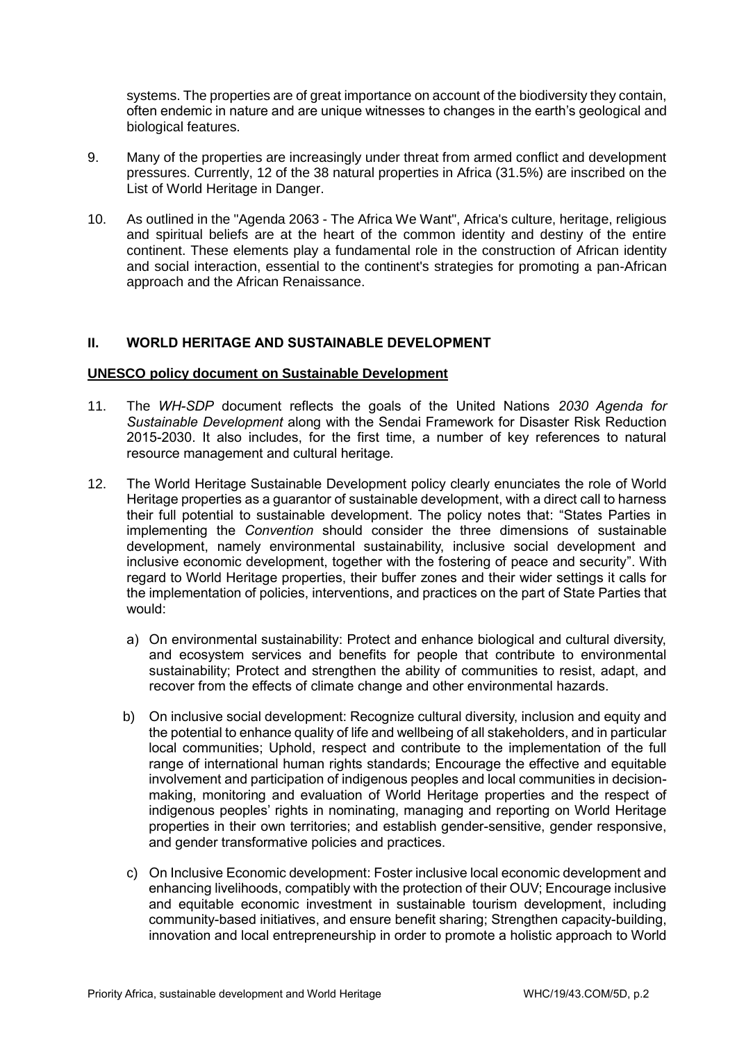systems. The properties are of great importance on account of the biodiversity they contain, often endemic in nature and are unique witnesses to changes in the earth's geological and biological features.

9. Many of the properties are increasingly under threat from armed conflict and development pressures. Currently, 12 of the 38 natural properties in Africa (31.5%) are inscribed on the List of World Heritage in Danger.

10. As outlined in the "Agenda 2063 - The Africa We Want", Africa's culture, heritage, religious and spiritual beliefs are at the heart of the common identity and destiny of the entire continent. These elements play a fundamental role in the construction of African identity and social interaction, essential to the continent's strategies for promoting a pan-African approach and the African Renaissance.

## II. WORLD HERITAGE AND SUSTAINABLE DEVELOPMENT

### UNESCO policy document on Sustainable Development

11. The *WH-SDP* document reflects the goals of the United Nations *2030 Agenda for Sustainable Development* along with the Sendai Framework for Disaster Risk Reduction 2015-2030. It also includes, for the first time, a number of key references to natural resource management and cultural heritage.

12. The World Heritage Sustainable Development policy clearly enunciates the role of World Heritage properties as a guarantor of sustainable development, with a direct call to harness their full potential to sustainable development. The policy notes that: "States Parties in implementing the *Convention* should consider the three dimensions of sustainable development, namely environmental sustainability, inclusive social development and inclusive economic development, together with the fostering of peace and security". With regard to World Heritage properties, their buffer zones and their wider settings it calls for the implementation of policies, interventions, and practices on the part of State Parties that would:

    a) On environmental sustainability: Protect and enhance biological and cultural diversity, and ecosystem services and benefits for people that contribute to environmental sustainability; Protect and strengthen the ability of communities to resist, adapt, and recover from the effects of climate change and other environmental hazards.

    b) On inclusive social development: Recognize cultural diversity, inclusion and equity and the potential to enhance quality of life and wellbeing of all stakeholders, and in particular local communities; Uphold, respect and contribute to the implementation of the full range of international human rights standards; Encourage the effective and equitable involvement and participation of indigenous peoples and local communities in decision-making, monitoring and evaluation of World Heritage properties and the respect of indigenous peoples' rights in nominating, managing and reporting on World Heritage properties in their own territories; and establish gender-sensitive, gender responsive, and gender transformative policies and practices.

    c) On Inclusive Economic development: Foster inclusive local economic development and enhancing livelihoods, compatibly with the protection of their OUV; Encourage inclusive and equitable economic investment in sustainable tourism development, including community-based initiatives, and ensure benefit sharing; Strengthen capacity-building, innovation and local entrepreneurship in order to promote a holistic approach to World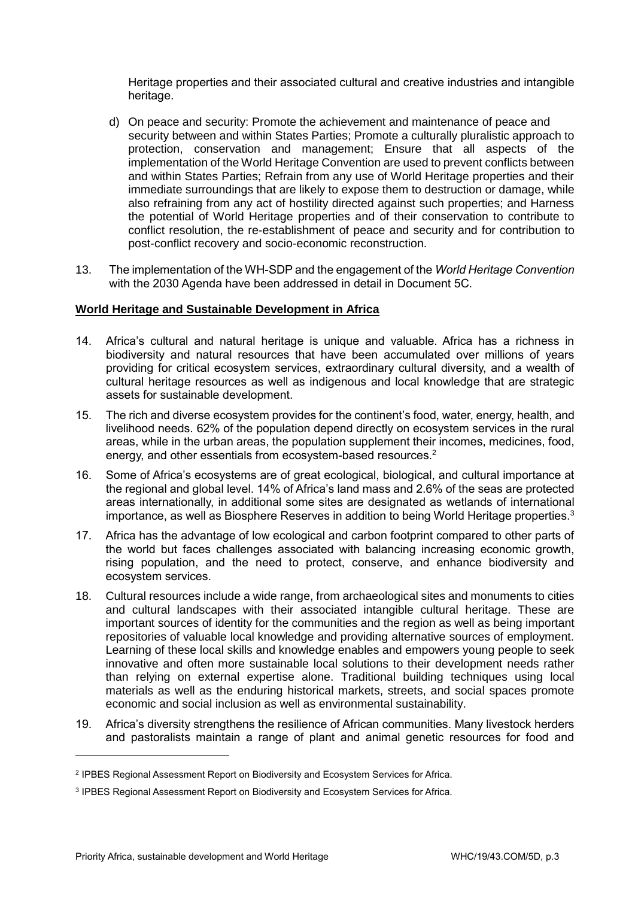Heritage properties and their associated cultural and creative industries and intangible heritage.

d) On peace and security: Promote the achievement and maintenance of peace and security between and within States Parties; Promote a culturally pluralistic approach to protection, conservation and management; Ensure that all aspects of the implementation of the World Heritage Convention are used to prevent conflicts between and within States Parties; Refrain from any use of World Heritage properties and their immediate surroundings that are likely to expose them to destruction or damage, while also refraining from any act of hostility directed against such properties; and Harness the potential of World Heritage properties and of their conservation to contribute to conflict resolution, the re-establishment of peace and security and for contribution to post-conflict recovery and socio-economic reconstruction.

13. The implementation of the WH-SDP and the engagement of the *World Heritage Convention* with the 2030 Agenda have been addressed in detail in Document 5C.

**World Heritage and Sustainable Development in Africa**

14. Africa's cultural and natural heritage is unique and valuable. Africa has a richness in biodiversity and natural resources that have been accumulated over millions of years providing for critical ecosystem services, extraordinary cultural diversity, and a wealth of cultural heritage resources as well as indigenous and local knowledge that are strategic assets for sustainable development.

15. The rich and diverse ecosystem provides for the continent's food, water, energy, health, and livelihood needs. 62% of the population depend directly on ecosystem services in the rural areas, while in the urban areas, the population supplement their incomes, medicines, food, energy, and other essentials from ecosystem-based resources.[2]

16. Some of Africa's ecosystems are of great ecological, biological, and cultural importance at the regional and global level. 14% of Africa's land mass and 2.6% of the seas are protected areas internationally, in additional some sites are designated as wetlands of international importance, as well as Biosphere Reserves in addition to being World Heritage properties.[3]

17. Africa has the advantage of low ecological and carbon footprint compared to other parts of the world but faces challenges associated with balancing increasing economic growth, rising population, and the need to protect, conserve, and enhance biodiversity and ecosystem services.

18. Cultural resources include a wide range, from archaeological sites and monuments to cities and cultural landscapes with their associated intangible cultural heritage. These are important sources of identity for the communities and the region as well as being important repositories of valuable local knowledge and providing alternative sources of employment. Learning of these local skills and knowledge enables and empowers young people to seek innovative and often more sustainable local solutions to their development needs rather than relying on external expertise alone. Traditional building techniques using local materials as well as the enduring historical markets, streets, and social spaces promote economic and social inclusion as well as environmental sustainability.

19. Africa's diversity strengthens the resilience of African communities. Many livestock herders and pastoralists maintain a range of plant and animal genetic resources for food and

---

[2] IPBES Regional Assessment Report on Biodiversity and Ecosystem Services for Africa.

[3] IPBES Regional Assessment Report on Biodiversity and Ecosystem Services for Africa.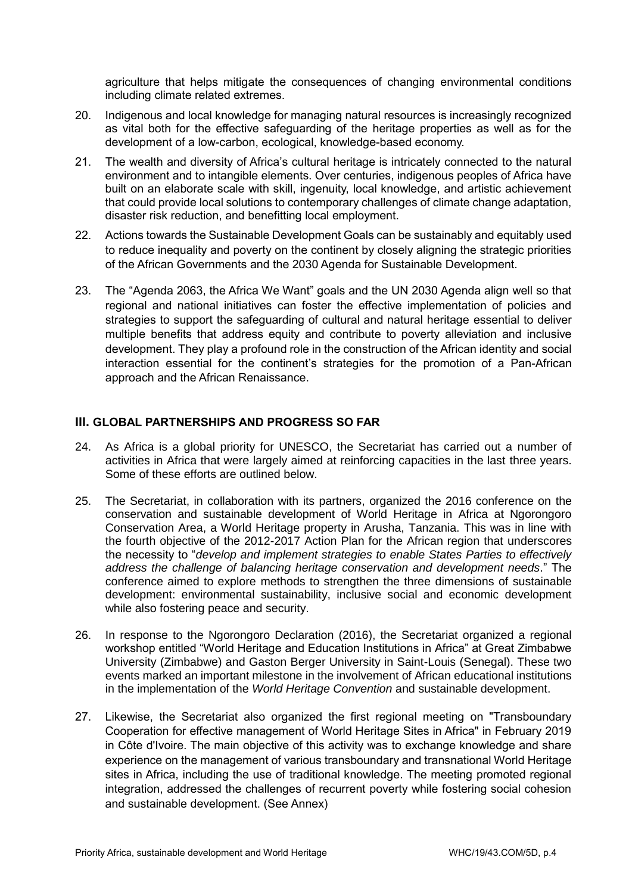agriculture that helps mitigate the consequences of changing environmental conditions including climate related extremes.

20. Indigenous and local knowledge for managing natural resources is increasingly recognized as vital both for the effective safeguarding of the heritage properties as well as for the development of a low-carbon, ecological, knowledge-based economy.

21. The wealth and diversity of Africa's cultural heritage is intricately connected to the natural environment and to intangible elements. Over centuries, indigenous peoples of Africa have built on an elaborate scale with skill, ingenuity, local knowledge, and artistic achievement that could provide local solutions to contemporary challenges of climate change adaptation, disaster risk reduction, and benefitting local employment.

22. Actions towards the Sustainable Development Goals can be sustainably and equitably used to reduce inequality and poverty on the continent by closely aligning the strategic priorities of the African Governments and the 2030 Agenda for Sustainable Development.

23. The "Agenda 2063, the Africa We Want" goals and the UN 2030 Agenda align well so that regional and national initiatives can foster the effective implementation of policies and strategies to support the safeguarding of cultural and natural heritage essential to deliver multiple benefits that address equity and contribute to poverty alleviation and inclusive development. They play a profound role in the construction of the African identity and social interaction essential for the continent's strategies for the promotion of a Pan-African approach and the African Renaissance.

## III. GLOBAL PARTNERSHIPS AND PROGRESS SO FAR

24. As Africa is a global priority for UNESCO, the Secretariat has carried out a number of activities in Africa that were largely aimed at reinforcing capacities in the last three years. Some of these efforts are outlined below.

25. The Secretariat, in collaboration with its partners, organized the 2016 conference on the conservation and sustainable development of World Heritage in Africa at Ngorongoro Conservation Area, a World Heritage property in Arusha, Tanzania. This was in line with the fourth objective of the 2012-2017 Action Plan for the African region that underscores the necessity to "*develop and implement strategies to enable States Parties to effectively address the challenge of balancing heritage conservation and development needs*." The conference aimed to explore methods to strengthen the three dimensions of sustainable development: environmental sustainability, inclusive social and economic development while also fostering peace and security.

26. In response to the Ngorongoro Declaration (2016), the Secretariat organized a regional workshop entitled "World Heritage and Education Institutions in Africa" at Great Zimbabwe University (Zimbabwe) and Gaston Berger University in Saint-Louis (Senegal). These two events marked an important milestone in the involvement of African educational institutions in the implementation of the *World Heritage Convention* and sustainable development.

27. Likewise, the Secretariat also organized the first regional meeting on "Transboundary Cooperation for effective management of World Heritage Sites in Africa" in February 2019 in Côte d'Ivoire. The main objective of this activity was to exchange knowledge and share experience on the management of various transboundary and transnational World Heritage sites in Africa, including the use of traditional knowledge. The meeting promoted regional integration, addressed the challenges of recurrent poverty while fostering social cohesion and sustainable development. (See Annex)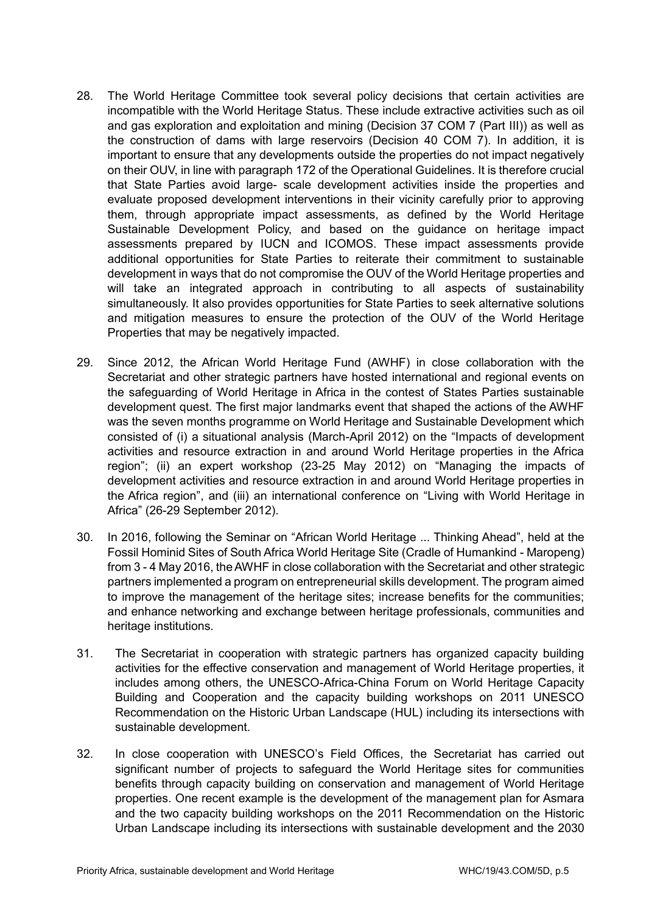28. The World Heritage Committee took several policy decisions that certain activities are incompatible with the World Heritage Status. These include extractive activities such as oil and gas exploration and exploitation and mining (Decision 37 COM 7 (Part III)) as well as the construction of dams with large reservoirs (Decision 40 COM 7). In addition, it is important to ensure that any developments outside the properties do not impact negatively on their OUV, in line with paragraph 172 of the Operational Guidelines. It is therefore crucial that State Parties avoid large- scale development activities inside the properties and evaluate proposed development interventions in their vicinity carefully prior to approving them, through appropriate impact assessments, as defined by the World Heritage Sustainable Development Policy, and based on the guidance on heritage impact assessments prepared by IUCN and ICOMOS. These impact assessments provide additional opportunities for State Parties to reiterate their commitment to sustainable development in ways that do not compromise the OUV of the World Heritage properties and will take an integrated approach in contributing to all aspects of sustainability simultaneously. It also provides opportunities for State Parties to seek alternative solutions and mitigation measures to ensure the protection of the OUV of the World Heritage Properties that may be negatively impacted.

29. Since 2012, the African World Heritage Fund (AWHF) in close collaboration with the Secretariat and other strategic partners have hosted international and regional events on the safeguarding of World Heritage in Africa in the contest of States Parties sustainable development quest. The first major landmarks event that shaped the actions of the AWHF was the seven months programme on World Heritage and Sustainable Development which consisted of (i) a situational analysis (March-April 2012) on the "Impacts of development activities and resource extraction in and around World Heritage properties in the Africa region"; (ii) an expert workshop (23-25 May 2012) on "Managing the impacts of development activities and resource extraction in and around World Heritage properties in the Africa region", and (iii) an international conference on "Living with World Heritage in Africa" (26-29 September 2012).

30. In 2016, following the Seminar on "African World Heritage ... Thinking Ahead", held at the Fossil Hominid Sites of South Africa World Heritage Site (Cradle of Humankind - Maropeng) from 3 - 4 May 2016, the AWHF in close collaboration with the Secretariat and other strategic partners implemented a program on entrepreneurial skills development. The program aimed to improve the management of the heritage sites; increase benefits for the communities; and enhance networking and exchange between heritage professionals, communities and heritage institutions.

31. The Secretariat in cooperation with strategic partners has organized capacity building activities for the effective conservation and management of World Heritage properties, it includes among others, the UNESCO-Africa-China Forum on World Heritage Capacity Building and Cooperation and the capacity building workshops on 2011 UNESCO Recommendation on the Historic Urban Landscape (HUL) including its intersections with sustainable development.

32. In close cooperation with UNESCO's Field Offices, the Secretariat has carried out significant number of projects to safeguard the World Heritage sites for communities benefits through capacity building on conservation and management of World Heritage properties. One recent example is the development of the management plan for Asmara and the two capacity building workshops on the 2011 Recommendation on the Historic Urban Landscape including its intersections with sustainable development and the 2030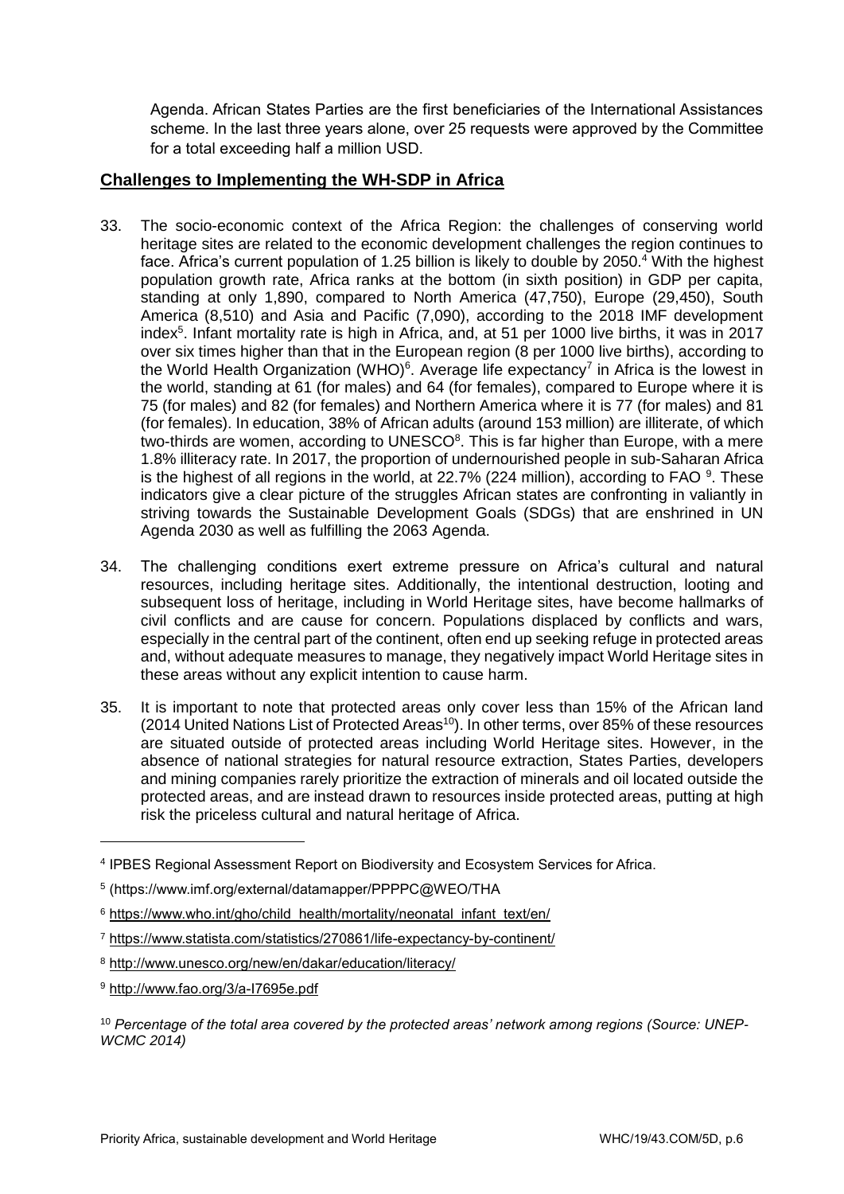Agenda. African States Parties are the first beneficiaries of the International Assistances scheme. In the last three years alone, over 25 requests were approved by the Committee for a total exceeding half a million USD.

## Challenges to Implementing the WH-SDP in Africa

33. The socio-economic context of the Africa Region: the challenges of conserving world heritage sites are related to the economic development challenges the region continues to face. Africa's current population of 1.25 billion is likely to double by 2050.[4] With the highest population growth rate, Africa ranks at the bottom (in sixth position) in GDP per capita, standing at only 1,890, compared to North America (47,750), Europe (29,450), South America (8,510) and Asia and Pacific (7,090), according to the 2018 IMF development index[5]. Infant mortality rate is high in Africa, and, at 51 per 1000 live births, it was in 2017 over six times higher than that in the European region (8 per 1000 live births), according to the World Health Organization (WHO)[6]. Average life expectancy[7] in Africa is the lowest in the world, standing at 61 (for males) and 64 (for females), compared to Europe where it is 75 (for males) and 82 (for females) and Northern America where it is 77 (for males) and 81 (for females). In education, 38% of African adults (around 153 million) are illiterate, of which two-thirds are women, according to UNESCO[8]. This is far higher than Europe, with a mere 1.8% illiteracy rate. In 2017, the proportion of undernourished people in sub-Saharan Africa is the highest of all regions in the world, at 22.7% (224 million), according to FAO [9]. These indicators give a clear picture of the struggles African states are confronting in valiantly in striving towards the Sustainable Development Goals (SDGs) that are enshrined in UN Agenda 2030 as well as fulfilling the 2063 Agenda.

34. The challenging conditions exert extreme pressure on Africa's cultural and natural resources, including heritage sites. Additionally, the intentional destruction, looting and subsequent loss of heritage, including in World Heritage sites, have become hallmarks of civil conflicts and are cause for concern. Populations displaced by conflicts and wars, especially in the central part of the continent, often end up seeking refuge in protected areas and, without adequate measures to manage, they negatively impact World Heritage sites in these areas without any explicit intention to cause harm.

35. It is important to note that protected areas only cover less than 15% of the African land (2014 United Nations List of Protected Areas[10]). In other terms, over 85% of these resources are situated outside of protected areas including World Heritage sites. However, in the absence of national strategies for natural resource extraction, States Parties, developers and mining companies rarely prioritize the extraction of minerals and oil located outside the protected areas, and are instead drawn to resources inside protected areas, putting at high risk the priceless cultural and natural heritage of Africa.

---

[4] IPBES Regional Assessment Report on Biodiversity and Ecosystem Services for Africa.

[5] (https://www.imf.org/external/datamapper/PPPPC@WEO/THA

[6] https://www.who.int/gho/child_health/mortality/neonatal_infant_text/en/

[7] https://www.statista.com/statistics/270861/life-expectancy-by-continent/

[8] http://www.unesco.org/new/en/dakar/education/literacy/

[9] http://www.fao.org/3/a-I7695e.pdf

[10] *Percentage of the total area covered by the protected areas' network among regions (Source: UNEP-WCMC 2014)*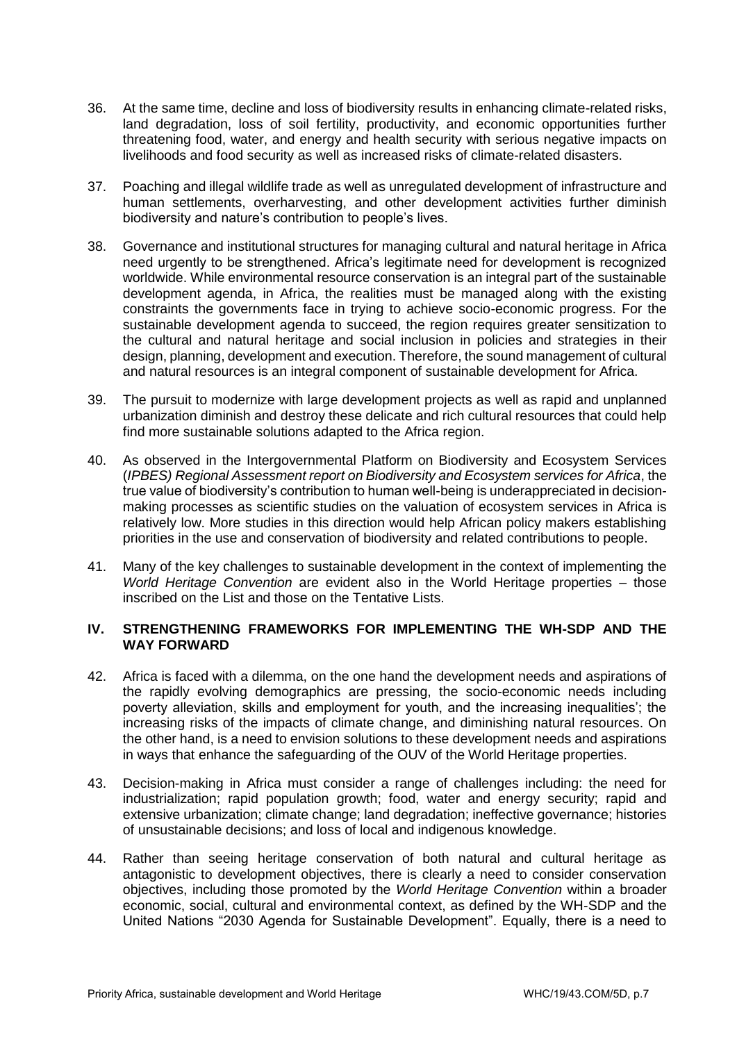36. At the same time, decline and loss of biodiversity results in enhancing climate-related risks, land degradation, loss of soil fertility, productivity, and economic opportunities further threatening food, water, and energy and health security with serious negative impacts on livelihoods and food security as well as increased risks of climate-related disasters.

37. Poaching and illegal wildlife trade as well as unregulated development of infrastructure and human settlements, overharvesting, and other development activities further diminish biodiversity and nature's contribution to people's lives.

38. Governance and institutional structures for managing cultural and natural heritage in Africa need urgently to be strengthened. Africa's legitimate need for development is recognized worldwide. While environmental resource conservation is an integral part of the sustainable development agenda, in Africa, the realities must be managed along with the existing constraints the governments face in trying to achieve socio-economic progress. For the sustainable development agenda to succeed, the region requires greater sensitization to the cultural and natural heritage and social inclusion in policies and strategies in their design, planning, development and execution. Therefore, the sound management of cultural and natural resources is an integral component of sustainable development for Africa.

39. The pursuit to modernize with large development projects as well as rapid and unplanned urbanization diminish and destroy these delicate and rich cultural resources that could help find more sustainable solutions adapted to the Africa region.

40. As observed in the Intergovernmental Platform on Biodiversity and Ecosystem Services (*IPBES) Regional Assessment report on Biodiversity and Ecosystem services for Africa*, the true value of biodiversity's contribution to human well-being is underappreciated in decision-making processes as scientific studies on the valuation of ecosystem services in Africa is relatively low. More studies in this direction would help African policy makers establishing priorities in the use and conservation of biodiversity and related contributions to people.

41. Many of the key challenges to sustainable development in the context of implementing the *World Heritage Convention* are evident also in the World Heritage properties – those inscribed on the List and those on the Tentative Lists.

## IV. STRENGTHENING FRAMEWORKS FOR IMPLEMENTING THE WH-SDP AND THE WAY FORWARD

42. Africa is faced with a dilemma, on the one hand the development needs and aspirations of the rapidly evolving demographics are pressing, the socio-economic needs including poverty alleviation, skills and employment for youth, and the increasing inequalities'; the increasing risks of the impacts of climate change, and diminishing natural resources. On the other hand, is a need to envision solutions to these development needs and aspirations in ways that enhance the safeguarding of the OUV of the World Heritage properties.

43. Decision-making in Africa must consider a range of challenges including: the need for industrialization; rapid population growth; food, water and energy security; rapid and extensive urbanization; climate change; land degradation; ineffective governance; histories of unsustainable decisions; and loss of local and indigenous knowledge.

44. Rather than seeing heritage conservation of both natural and cultural heritage as antagonistic to development objectives, there is clearly a need to consider conservation objectives, including those promoted by the *World Heritage Convention* within a broader economic, social, cultural and environmental context, as defined by the WH-SDP and the United Nations "2030 Agenda for Sustainable Development". Equally, there is a need to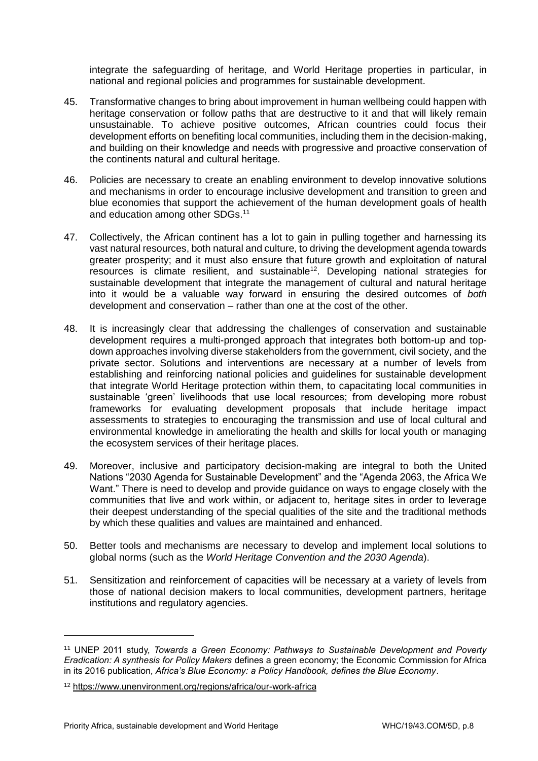integrate the safeguarding of heritage, and World Heritage properties in particular, in national and regional policies and programmes for sustainable development.

45. Transformative changes to bring about improvement in human wellbeing could happen with heritage conservation or follow paths that are destructive to it and that will likely remain unsustainable. To achieve positive outcomes, African countries could focus their development efforts on benefiting local communities, including them in the decision-making, and building on their knowledge and needs with progressive and proactive conservation of the continents natural and cultural heritage.

46. Policies are necessary to create an enabling environment to develop innovative solutions and mechanisms in order to encourage inclusive development and transition to green and blue economies that support the achievement of the human development goals of health and education among other SDGs.[11]

47. Collectively, the African continent has a lot to gain in pulling together and harnessing its vast natural resources, both natural and culture, to driving the development agenda towards greater prosperity; and it must also ensure that future growth and exploitation of natural resources is climate resilient, and sustainable[12]. Developing national strategies for sustainable development that integrate the management of cultural and natural heritage into it would be a valuable way forward in ensuring the desired outcomes of *both* development and conservation – rather than one at the cost of the other.

48. It is increasingly clear that addressing the challenges of conservation and sustainable development requires a multi-pronged approach that integrates both bottom-up and top-down approaches involving diverse stakeholders from the government, civil society, and the private sector. Solutions and interventions are necessary at a number of levels from establishing and reinforcing national policies and guidelines for sustainable development that integrate World Heritage protection within them, to capacitating local communities in sustainable 'green' livelihoods that use local resources; from developing more robust frameworks for evaluating development proposals that include heritage impact assessments to strategies to encouraging the transmission and use of local cultural and environmental knowledge in ameliorating the health and skills for local youth or managing the ecosystem services of their heritage places.

49. Moreover, inclusive and participatory decision-making are integral to both the United Nations "2030 Agenda for Sustainable Development" and the "Agenda 2063, the Africa We Want." There is need to develop and provide guidance on ways to engage closely with the communities that live and work within, or adjacent to, heritage sites in order to leverage their deepest understanding of the special qualities of the site and the traditional methods by which these qualities and values are maintained and enhanced.

50. Better tools and mechanisms are necessary to develop and implement local solutions to global norms (such as the *World Heritage Convention and the 2030 Agenda*).

51. Sensitization and reinforcement of capacities will be necessary at a variety of levels from those of national decision makers to local communities, development partners, heritage institutions and regulatory agencies.

---

[11] UNEP 2011 study, *Towards a Green Economy: Pathways to Sustainable Development and Poverty Eradication: A synthesis for Policy Makers* defines a green economy; the Economic Commission for Africa in its 2016 publication*, Africa's Blue Economy: a Policy Handbook, defines the Blue Economy*.

[12] https://www.unenvironment.org/regions/africa/our-work-africa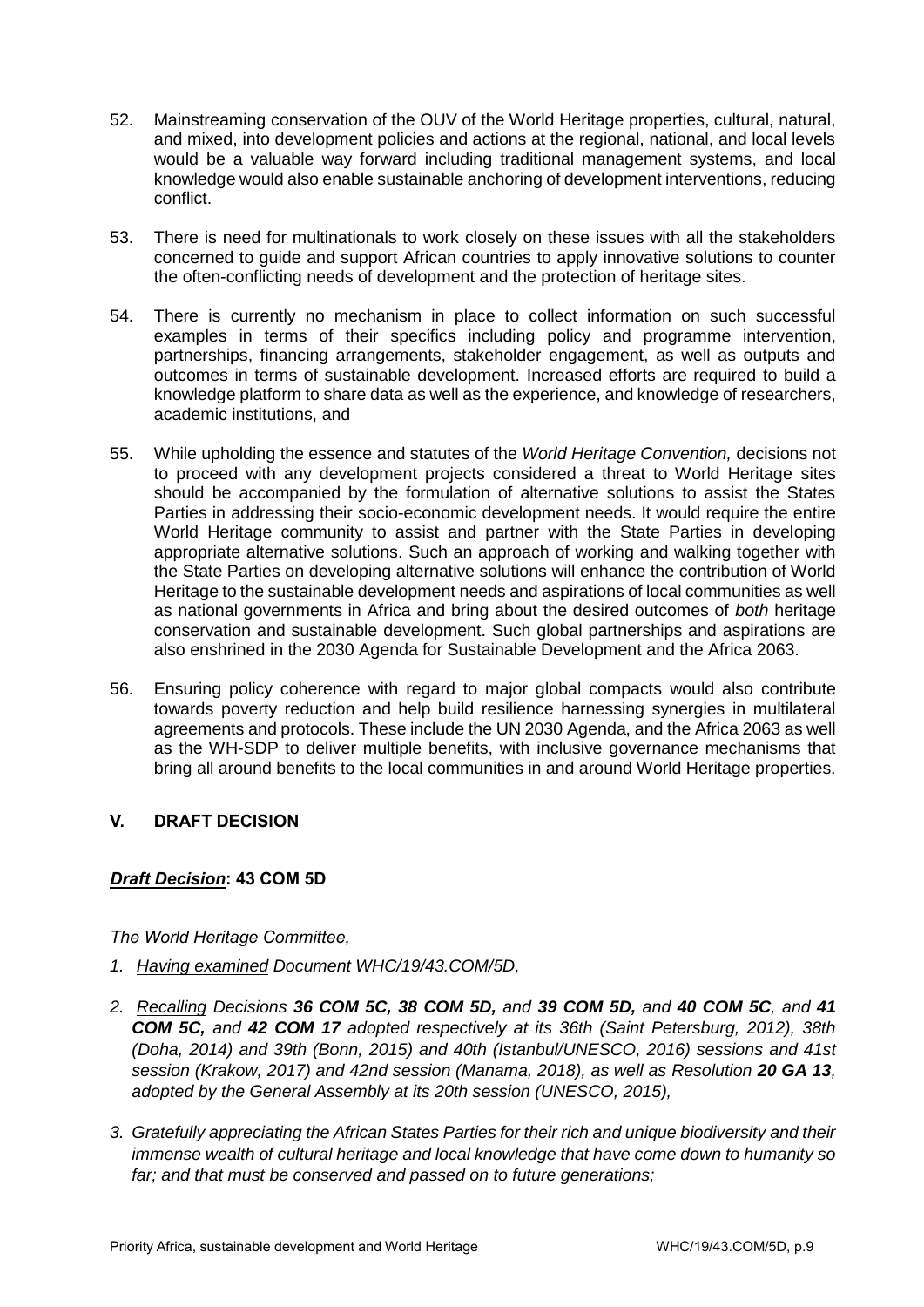52. Mainstreaming conservation of the OUV of the World Heritage properties, cultural, natural, and mixed, into development policies and actions at the regional, national, and local levels would be a valuable way forward including traditional management systems, and local knowledge would also enable sustainable anchoring of development interventions, reducing conflict.

53. There is need for multinationals to work closely on these issues with all the stakeholders concerned to guide and support African countries to apply innovative solutions to counter the often-conflicting needs of development and the protection of heritage sites.

54. There is currently no mechanism in place to collect information on such successful examples in terms of their specifics including policy and programme intervention, partnerships, financing arrangements, stakeholder engagement, as well as outputs and outcomes in terms of sustainable development. Increased efforts are required to build a knowledge platform to share data as well as the experience, and knowledge of researchers, academic institutions, and

55. While upholding the essence and statutes of the *World Heritage Convention,* decisions not to proceed with any development projects considered a threat to World Heritage sites should be accompanied by the formulation of alternative solutions to assist the States Parties in addressing their socio-economic development needs. It would require the entire World Heritage community to assist and partner with the State Parties in developing appropriate alternative solutions. Such an approach of working and walking together with the State Parties on developing alternative solutions will enhance the contribution of World Heritage to the sustainable development needs and aspirations of local communities as well as national governments in Africa and bring about the desired outcomes of *both* heritage conservation and sustainable development. Such global partnerships and aspirations are also enshrined in the 2030 Agenda for Sustainable Development and the Africa 2063.

56. Ensuring policy coherence with regard to major global compacts would also contribute towards poverty reduction and help build resilience harnessing synergies in multilateral agreements and protocols. These include the UN 2030 Agenda, and the Africa 2063 as well as the WH-SDP to deliver multiple benefits, with inclusive governance mechanisms that bring all around benefits to the local communities in and around World Heritage properties.

## V. DRAFT DECISION

### *Draft Decision*: 43 COM 5D

*The World Heritage Committee,*

1. *Having examined Document WHC/19/43.COM/5D,*

2. *Recalling Decisions **36 COM 5C, 38 COM 5D,** and **39 COM 5D,** and **40 COM 5C**, and **41 COM 5C,** and **42 COM 17** adopted respectively at its 36th (Saint Petersburg, 2012), 38th (Doha, 2014) and 39th (Bonn, 2015) and 40th (Istanbul/UNESCO, 2016) sessions and 41st session (Krakow, 2017) and 42nd session (Manama, 2018), as well as Resolution **20 GA 13**, adopted by the General Assembly at its 20th session (UNESCO, 2015),*

3. *Gratefully appreciating the African States Parties for their rich and unique biodiversity and their immense wealth of cultural heritage and local knowledge that have come down to humanity so far; and that must be conserved and passed on to future generations;*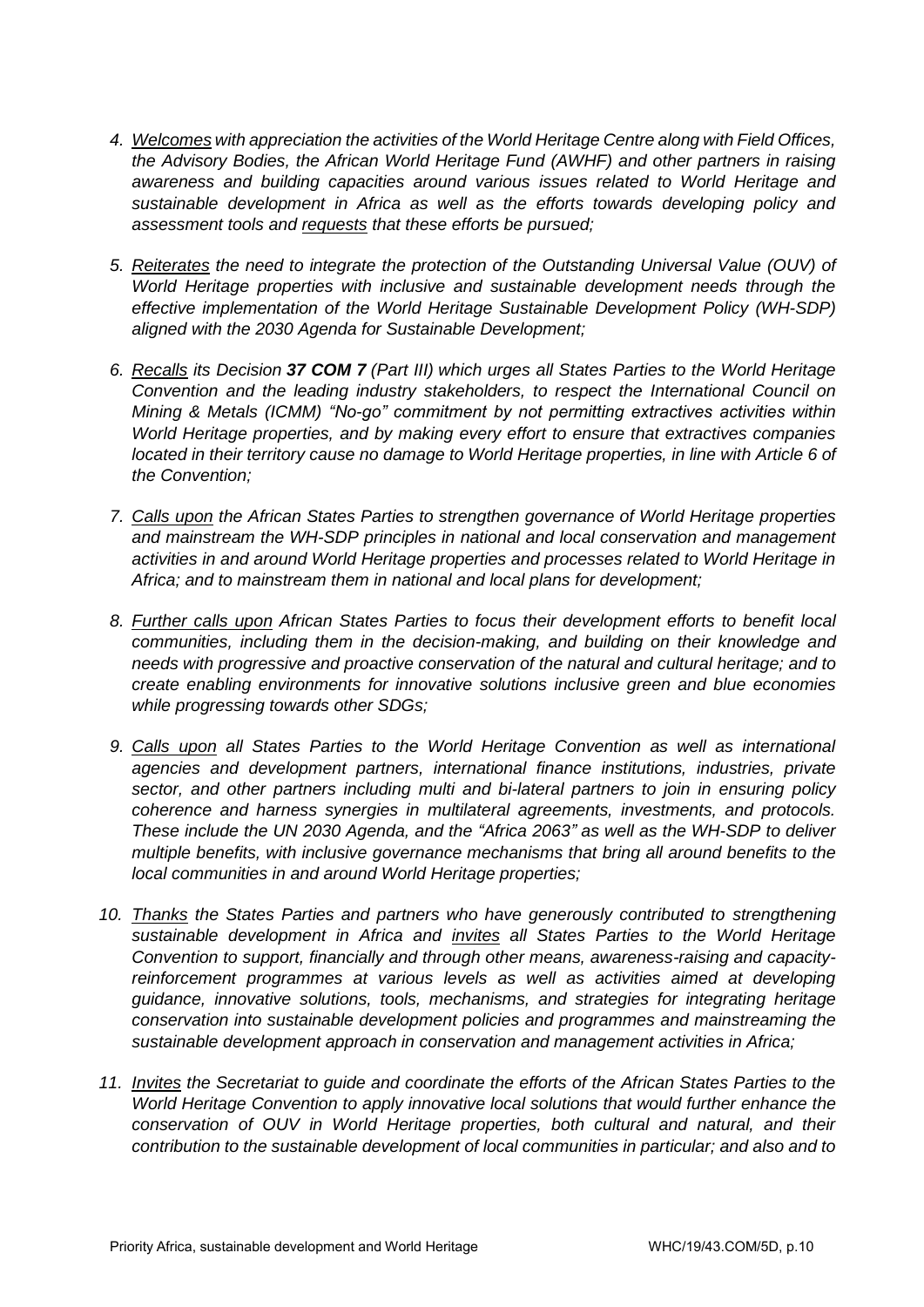4. *Welcomes with appreciation the activities of the World Heritage Centre along with Field Offices, the Advisory Bodies, the African World Heritage Fund (AWHF) and other partners in raising awareness and building capacities around various issues related to World Heritage and sustainable development in Africa as well as the efforts towards developing policy and assessment tools and requests that these efforts be pursued;*

5. *Reiterates the need to integrate the protection of the Outstanding Universal Value (OUV) of World Heritage properties with inclusive and sustainable development needs through the effective implementation of the World Heritage Sustainable Development Policy (WH-SDP) aligned with the 2030 Agenda for Sustainable Development;*

6. *Recalls its Decision **37 COM 7** (Part III) which urges all States Parties to the World Heritage Convention and the leading industry stakeholders, to respect the International Council on Mining & Metals (ICMM) "No-go" commitment by not permitting extractives activities within World Heritage properties, and by making every effort to ensure that extractives companies located in their territory cause no damage to World Heritage properties, in line with Article 6 of the Convention;*

7. *Calls upon the African States Parties to strengthen governance of World Heritage properties and mainstream the WH-SDP principles in national and local conservation and management activities in and around World Heritage properties and processes related to World Heritage in Africa; and to mainstream them in national and local plans for development;*

8. *Further calls upon African States Parties to focus their development efforts to benefit local communities, including them in the decision-making, and building on their knowledge and needs with progressive and proactive conservation of the natural and cultural heritage; and to create enabling environments for innovative solutions inclusive green and blue economies while progressing towards other SDGs;*

9. *Calls upon all States Parties to the World Heritage Convention as well as international agencies and development partners, international finance institutions, industries, private sector, and other partners including multi and bi-lateral partners to join in ensuring policy coherence and harness synergies in multilateral agreements, investments, and protocols. These include the UN 2030 Agenda, and the "Africa 2063" as well as the WH-SDP to deliver multiple benefits, with inclusive governance mechanisms that bring all around benefits to the local communities in and around World Heritage properties;*

10. *Thanks the States Parties and partners who have generously contributed to strengthening sustainable development in Africa and invites all States Parties to the World Heritage Convention to support, financially and through other means, awareness-raising and capacity-reinforcement programmes at various levels as well as activities aimed at developing guidance, innovative solutions, tools, mechanisms, and strategies for integrating heritage conservation into sustainable development policies and programmes and mainstreaming the sustainable development approach in conservation and management activities in Africa;*

11. *Invites the Secretariat to guide and coordinate the efforts of the African States Parties to the World Heritage Convention to apply innovative local solutions that would further enhance the conservation of OUV in World Heritage properties, both cultural and natural, and their contribution to the sustainable development of local communities in particular; and also and to*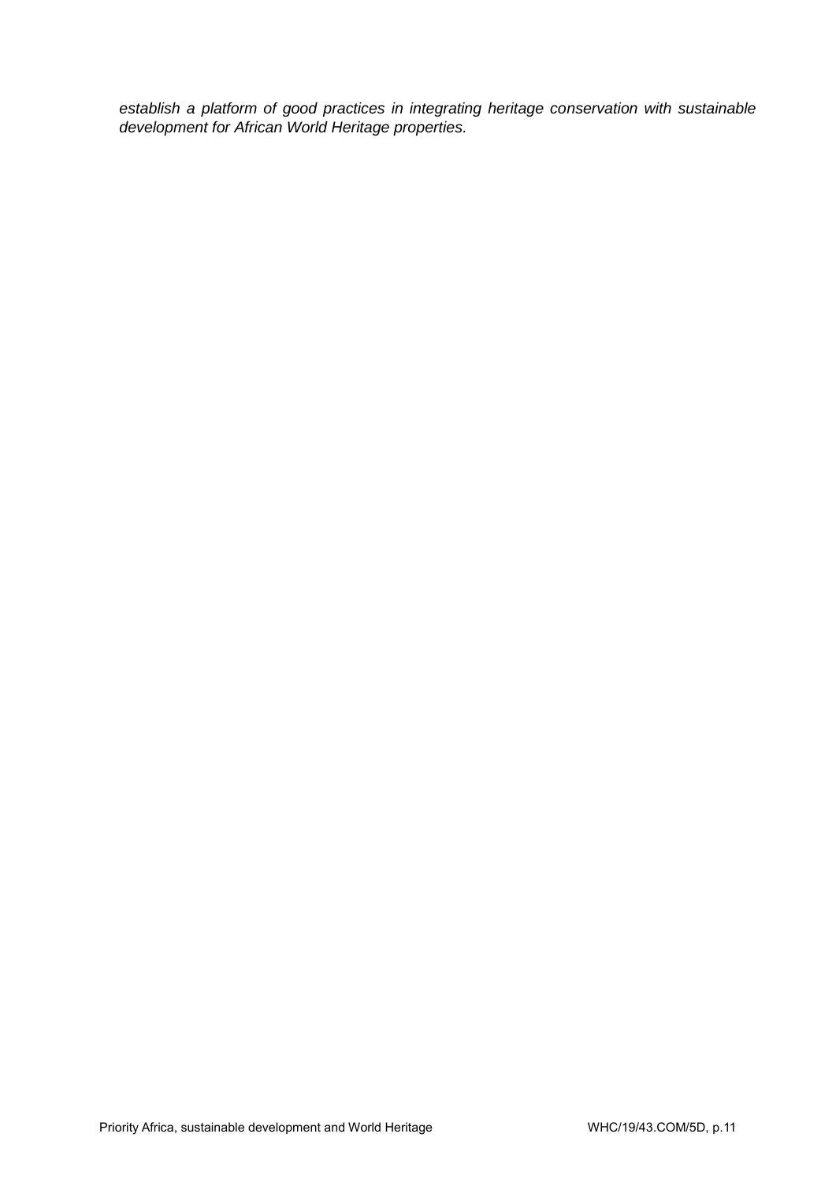*establish a platform of good practices in integrating heritage conservation with sustainable development for African World Heritage properties.*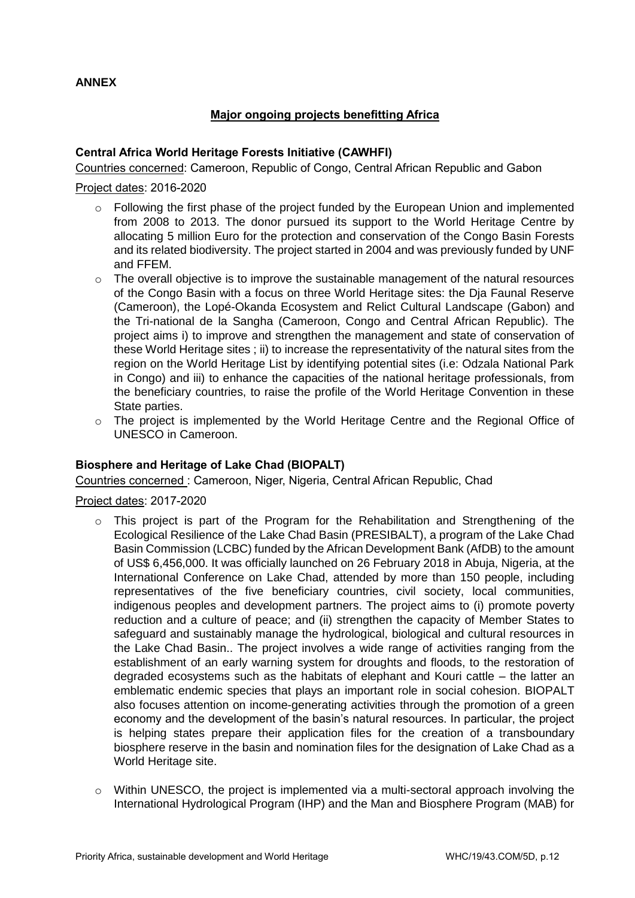**ANNEX**

## Major ongoing projects benefitting Africa

### Central Africa World Heritage Forests Initiative (CAWHFI)

Countries concerned: Cameroon, Republic of Congo, Central African Republic and Gabon

Project dates: 2016-2020

- Following the first phase of the project funded by the European Union and implemented from 2008 to 2013. The donor pursued its support to the World Heritage Centre by allocating 5 million Euro for the protection and conservation of the Congo Basin Forests and its related biodiversity. The project started in 2004 and was previously funded by UNF and FFEM.
- The overall objective is to improve the sustainable management of the natural resources of the Congo Basin with a focus on three World Heritage sites: the Dja Faunal Reserve (Cameroon), the Lopé-Okanda Ecosystem and Relict Cultural Landscape (Gabon) and the Tri-national de la Sangha (Cameroon, Congo and Central African Republic). The project aims i) to improve and strengthen the management and state of conservation of these World Heritage sites ; ii) to increase the representativity of the natural sites from the region on the World Heritage List by identifying potential sites (i.e: Odzala National Park in Congo) and iii) to enhance the capacities of the national heritage professionals, from the beneficiary countries, to raise the profile of the World Heritage Convention in these State parties.
- The project is implemented by the World Heritage Centre and the Regional Office of UNESCO in Cameroon.

### Biosphere and Heritage of Lake Chad (BIOPALT)

Countries concerned : Cameroon, Niger, Nigeria, Central African Republic, Chad

Project dates: 2017-2020

- This project is part of the Program for the Rehabilitation and Strengthening of the Ecological Resilience of the Lake Chad Basin (PRESIBALT), a program of the Lake Chad Basin Commission (LCBC) funded by the African Development Bank (AfDB) to the amount of US$ 6,456,000. It was officially launched on 26 February 2018 in Abuja, Nigeria, at the International Conference on Lake Chad, attended by more than 150 people, including representatives of the five beneficiary countries, civil society, local communities, indigenous peoples and development partners. The project aims to (i) promote poverty reduction and a culture of peace; and (ii) strengthen the capacity of Member States to safeguard and sustainably manage the hydrological, biological and cultural resources in the Lake Chad Basin.. The project involves a wide range of activities ranging from the establishment of an early warning system for droughts and floods, to the restoration of degraded ecosystems such as the habitats of elephant and Kouri cattle – the latter an emblematic endemic species that plays an important role in social cohesion. BIOPALT also focuses attention on income-generating activities through the promotion of a green economy and the development of the basin's natural resources. In particular, the project is helping states prepare their application files for the creation of a transboundary biosphere reserve in the basin and nomination files for the designation of Lake Chad as a World Heritage site.

- Within UNESCO, the project is implemented via a multi-sectoral approach involving the International Hydrological Program (IHP) and the Man and Biosphere Program (MAB) for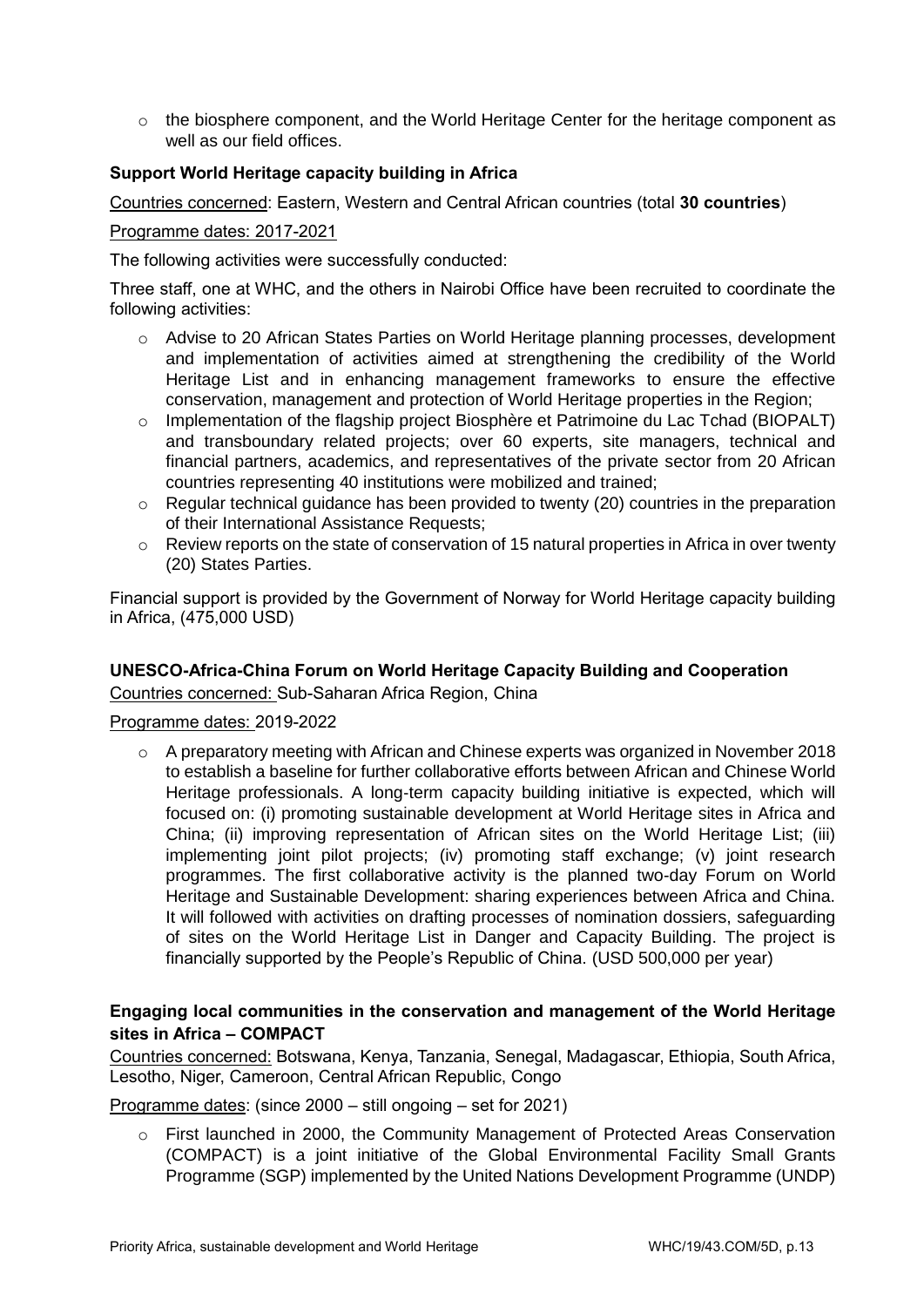- the biosphere component, and the World Heritage Center for the heritage component as well as our field offices.

**Support World Heritage capacity building in Africa**

Countries concerned: Eastern, Western and Central African countries (total **30 countries**)

Programme dates: 2017-2021

The following activities were successfully conducted:

Three staff, one at WHC, and the others in Nairobi Office have been recruited to coordinate the following activities:

- Advise to 20 African States Parties on World Heritage planning processes, development and implementation of activities aimed at strengthening the credibility of the World Heritage List and in enhancing management frameworks to ensure the effective conservation, management and protection of World Heritage properties in the Region;
- Implementation of the flagship project Biosphère et Patrimoine du Lac Tchad (BIOPALT) and transboundary related projects; over 60 experts, site managers, technical and financial partners, academics, and representatives of the private sector from 20 African countries representing 40 institutions were mobilized and trained;
- Regular technical guidance has been provided to twenty (20) countries in the preparation of their International Assistance Requests;
- Review reports on the state of conservation of 15 natural properties in Africa in over twenty (20) States Parties.

Financial support is provided by the Government of Norway for World Heritage capacity building in Africa, (475,000 USD)

**UNESCO-Africa-China Forum on World Heritage Capacity Building and Cooperation**

Countries concerned: Sub-Saharan Africa Region, China

Programme dates: 2019-2022

- A preparatory meeting with African and Chinese experts was organized in November 2018 to establish a baseline for further collaborative efforts between African and Chinese World Heritage professionals. A long-term capacity building initiative is expected, which will focused on: (i) promoting sustainable development at World Heritage sites in Africa and China; (ii) improving representation of African sites on the World Heritage List; (iii) implementing joint pilot projects; (iv) promoting staff exchange; (v) joint research programmes. The first collaborative activity is the planned two-day Forum on World Heritage and Sustainable Development: sharing experiences between Africa and China. It will followed with activities on drafting processes of nomination dossiers, safeguarding of sites on the World Heritage List in Danger and Capacity Building. The project is financially supported by the People's Republic of China. (USD 500,000 per year)

**Engaging local communities in the conservation and management of the World Heritage sites in Africa – COMPACT**

Countries concerned: Botswana, Kenya, Tanzania, Senegal, Madagascar, Ethiopia, South Africa, Lesotho, Niger, Cameroon, Central African Republic, Congo

Programme dates: (since 2000 – still ongoing – set for 2021)

- First launched in 2000, the Community Management of Protected Areas Conservation (COMPACT) is a joint initiative of the Global Environmental Facility Small Grants Programme (SGP) implemented by the United Nations Development Programme (UNDP)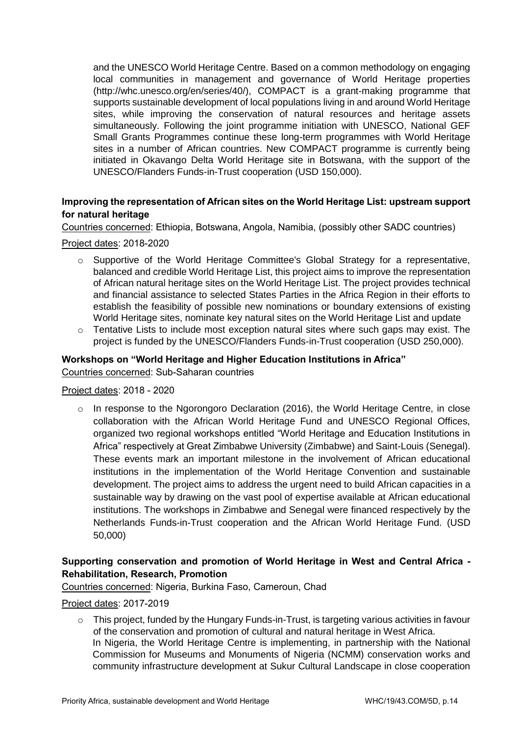and the UNESCO World Heritage Centre. Based on a common methodology on engaging local communities in management and governance of World Heritage properties (http://whc.unesco.org/en/series/40/), COMPACT is a grant-making programme that supports sustainable development of local populations living in and around World Heritage sites, while improving the conservation of natural resources and heritage assets simultaneously. Following the joint programme initiation with UNESCO, National GEF Small Grants Programmes continue these long-term programmes with World Heritage sites in a number of African countries. New COMPACT programme is currently being initiated in Okavango Delta World Heritage site in Botswana, with the support of the UNESCO/Flanders Funds-in-Trust cooperation (USD 150,000).

**Improving the representation of African sites on the World Heritage List: upstream support for natural heritage**

Countries concerned: Ethiopia, Botswana, Angola, Namibia, (possibly other SADC countries)

Project dates: 2018-2020

- Supportive of the World Heritage Committee's Global Strategy for a representative, balanced and credible World Heritage List, this project aims to improve the representation of African natural heritage sites on the World Heritage List. The project provides technical and financial assistance to selected States Parties in the Africa Region in their efforts to establish the feasibility of possible new nominations or boundary extensions of existing World Heritage sites, nominate key natural sites on the World Heritage List and update
- Tentative Lists to include most exception natural sites where such gaps may exist. The project is funded by the UNESCO/Flanders Funds-in-Trust cooperation (USD 250,000).

**Workshops on "World Heritage and Higher Education Institutions in Africa"**

Countries concerned: Sub-Saharan countries

Project dates: 2018 - 2020

- In response to the Ngorongoro Declaration (2016), the World Heritage Centre, in close collaboration with the African World Heritage Fund and UNESCO Regional Offices, organized two regional workshops entitled "World Heritage and Education Institutions in Africa" respectively at Great Zimbabwe University (Zimbabwe) and Saint-Louis (Senegal). These events mark an important milestone in the involvement of African educational institutions in the implementation of the World Heritage Convention and sustainable development. The project aims to address the urgent need to build African capacities in a sustainable way by drawing on the vast pool of expertise available at African educational institutions. The workshops in Zimbabwe and Senegal were financed respectively by the Netherlands Funds-in-Trust cooperation and the African World Heritage Fund. (USD 50,000)

**Supporting conservation and promotion of World Heritage in West and Central Africa - Rehabilitation, Research, Promotion**

Countries concerned: Nigeria, Burkina Faso, Cameroun, Chad

Project dates: 2017-2019

- This project, funded by the Hungary Funds-in-Trust, is targeting various activities in favour of the conservation and promotion of cultural and natural heritage in West Africa.
  In Nigeria, the World Heritage Centre is implementing, in partnership with the National Commission for Museums and Monuments of Nigeria (NCMM) conservation works and community infrastructure development at Sukur Cultural Landscape in close cooperation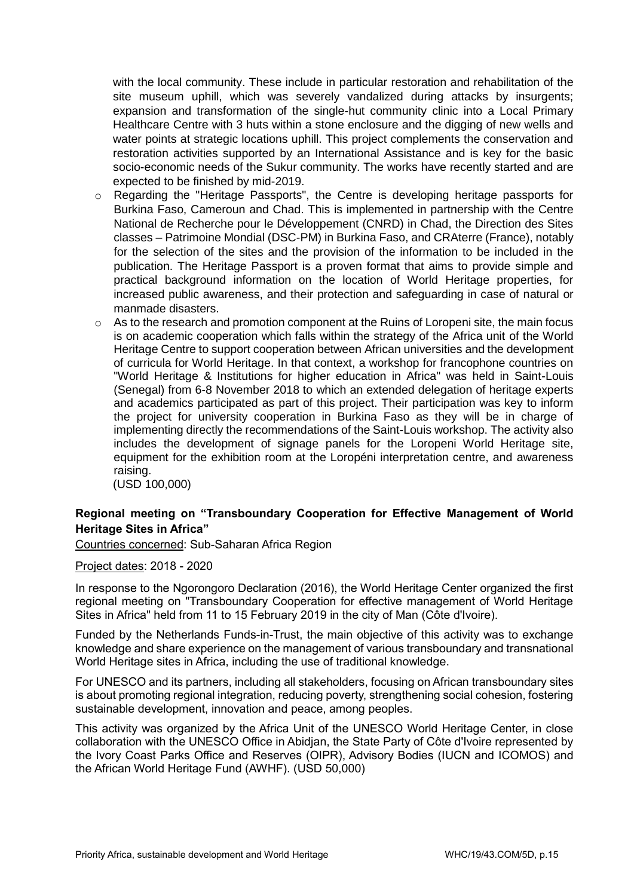with the local community. These include in particular restoration and rehabilitation of the site museum uphill, which was severely vandalized during attacks by insurgents; expansion and transformation of the single-hut community clinic into a Local Primary Healthcare Centre with 3 huts within a stone enclosure and the digging of new wells and water points at strategic locations uphill. This project complements the conservation and restoration activities supported by an International Assistance and is key for the basic socio-economic needs of the Sukur community. The works have recently started and are expected to be finished by mid-2019.

- Regarding the "Heritage Passports", the Centre is developing heritage passports for Burkina Faso, Cameroun and Chad. This is implemented in partnership with the Centre National de Recherche pour le Développement (CNRD) in Chad, the Direction des Sites classes – Patrimoine Mondial (DSC-PM) in Burkina Faso, and CRAterre (France), notably for the selection of the sites and the provision of the information to be included in the publication. The Heritage Passport is a proven format that aims to provide simple and practical background information on the location of World Heritage properties, for increased public awareness, and their protection and safeguarding in case of natural or manmade disasters.
- As to the research and promotion component at the Ruins of Loropeni site, the main focus is on academic cooperation which falls within the strategy of the Africa unit of the World Heritage Centre to support cooperation between African universities and the development of curricula for World Heritage. In that context, a workshop for francophone countries on "World Heritage & Institutions for higher education in Africa" was held in Saint-Louis (Senegal) from 6-8 November 2018 to which an extended delegation of heritage experts and academics participated as part of this project. Their participation was key to inform the project for university cooperation in Burkina Faso as they will be in charge of implementing directly the recommendations of the Saint-Louis workshop. The activity also includes the development of signage panels for the Loropeni World Heritage site, equipment for the exhibition room at the Loropéni interpretation centre, and awareness raising.

(USD 100,000)

**Regional meeting on "Transboundary Cooperation for Effective Management of World Heritage Sites in Africa"**

Countries concerned: Sub-Saharan Africa Region

Project dates: 2018 - 2020

In response to the Ngorongoro Declaration (2016), the World Heritage Center organized the first regional meeting on "Transboundary Cooperation for effective management of World Heritage Sites in Africa" held from 11 to 15 February 2019 in the city of Man (Côte d'Ivoire).

Funded by the Netherlands Funds-in-Trust, the main objective of this activity was to exchange knowledge and share experience on the management of various transboundary and transnational World Heritage sites in Africa, including the use of traditional knowledge.

For UNESCO and its partners, including all stakeholders, focusing on African transboundary sites is about promoting regional integration, reducing poverty, strengthening social cohesion, fostering sustainable development, innovation and peace, among peoples.

This activity was organized by the Africa Unit of the UNESCO World Heritage Center, in close collaboration with the UNESCO Office in Abidjan, the State Party of Côte d'Ivoire represented by the Ivory Coast Parks Office and Reserves (OIPR), Advisory Bodies (IUCN and ICOMOS) and the African World Heritage Fund (AWHF). (USD 50,000)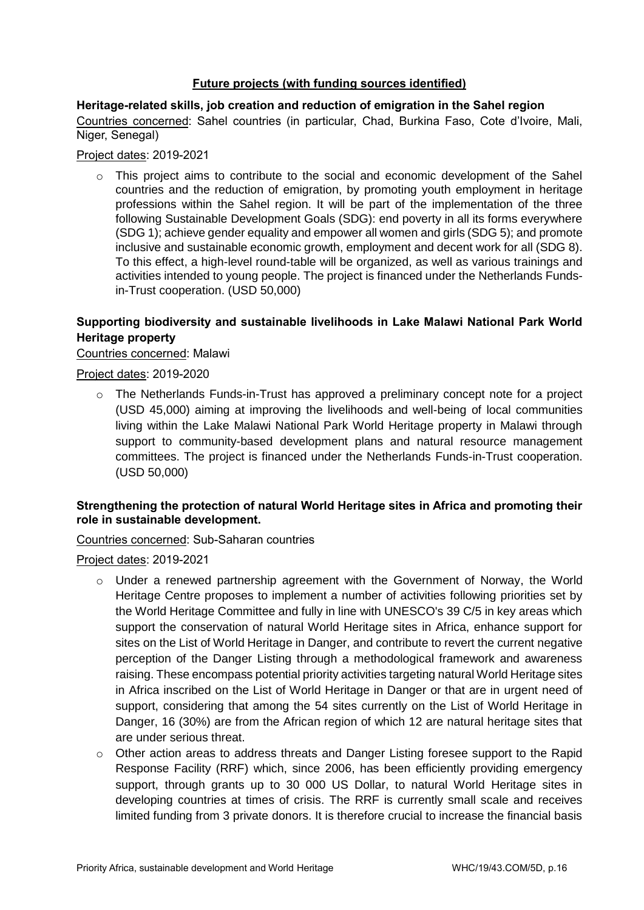**Future projects (with funding sources identified)**

**Heritage-related skills, job creation and reduction of emigration in the Sahel region**

Countries concerned: Sahel countries (in particular, Chad, Burkina Faso, Cote d'Ivoire, Mali, Niger, Senegal)

Project dates: 2019-2021

- This project aims to contribute to the social and economic development of the Sahel countries and the reduction of emigration, by promoting youth employment in heritage professions within the Sahel region. It will be part of the implementation of the three following Sustainable Development Goals (SDG): end poverty in all its forms everywhere (SDG 1); achieve gender equality and empower all women and girls (SDG 5); and promote inclusive and sustainable economic growth, employment and decent work for all (SDG 8). To this effect, a high-level round-table will be organized, as well as various trainings and activities intended to young people. The project is financed under the Netherlands Funds-in-Trust cooperation. (USD 50,000)

**Supporting biodiversity and sustainable livelihoods in Lake Malawi National Park World Heritage property**

Countries concerned: Malawi

Project dates: 2019-2020

- The Netherlands Funds-in-Trust has approved a preliminary concept note for a project (USD 45,000) aiming at improving the livelihoods and well-being of local communities living within the Lake Malawi National Park World Heritage property in Malawi through support to community-based development plans and natural resource management committees. The project is financed under the Netherlands Funds-in-Trust cooperation. (USD 50,000)

**Strengthening the protection of natural World Heritage sites in Africa and promoting their role in sustainable development.**

Countries concerned: Sub-Saharan countries

Project dates: 2019-2021

- Under a renewed partnership agreement with the Government of Norway, the World Heritage Centre proposes to implement a number of activities following priorities set by the World Heritage Committee and fully in line with UNESCO's 39 C/5 in key areas which support the conservation of natural World Heritage sites in Africa, enhance support for sites on the List of World Heritage in Danger, and contribute to revert the current negative perception of the Danger Listing through a methodological framework and awareness raising. These encompass potential priority activities targeting natural World Heritage sites in Africa inscribed on the List of World Heritage in Danger or that are in urgent need of support, considering that among the 54 sites currently on the List of World Heritage in Danger, 16 (30%) are from the African region of which 12 are natural heritage sites that are under serious threat.
- Other action areas to address threats and Danger Listing foresee support to the Rapid Response Facility (RRF) which, since 2006, has been efficiently providing emergency support, through grants up to 30 000 US Dollar, to natural World Heritage sites in developing countries at times of crisis. The RRF is currently small scale and receives limited funding from 3 private donors. It is therefore crucial to increase the financial basis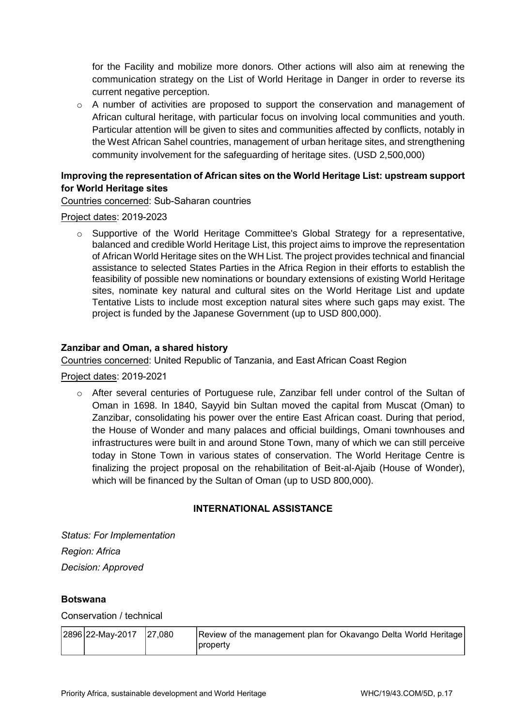for the Facility and mobilize more donors. Other actions will also aim at renewing the communication strategy on the List of World Heritage in Danger in order to reverse its current negative perception.

- A number of activities are proposed to support the conservation and management of African cultural heritage, with particular focus on involving local communities and youth. Particular attention will be given to sites and communities affected by conflicts, notably in the West African Sahel countries, management of urban heritage sites, and strengthening community involvement for the safeguarding of heritage sites. (USD 2,500,000)

**Improving the representation of African sites on the World Heritage List: upstream support for World Heritage sites**

Countries concerned: Sub-Saharan countries

Project dates: 2019-2023

- Supportive of the World Heritage Committee's Global Strategy for a representative, balanced and credible World Heritage List, this project aims to improve the representation of African World Heritage sites on the WH List. The project provides technical and financial assistance to selected States Parties in the Africa Region in their efforts to establish the feasibility of possible new nominations or boundary extensions of existing World Heritage sites, nominate key natural and cultural sites on the World Heritage List and update Tentative Lists to include most exception natural sites where such gaps may exist. The project is funded by the Japanese Government (up to USD 800,000).

**Zanzibar and Oman, a shared history**

Countries concerned: United Republic of Tanzania, and East African Coast Region

Project dates: 2019-2021

- After several centuries of Portuguese rule, Zanzibar fell under control of the Sultan of Oman in 1698. In 1840, Sayyid bin Sultan moved the capital from Muscat (Oman) to Zanzibar, consolidating his power over the entire East African coast. During that period, the House of Wonder and many palaces and official buildings, Omani townhouses and infrastructures were built in and around Stone Town, many of which we can still perceive today in Stone Town in various states of conservation. The World Heritage Centre is finalizing the project proposal on the rehabilitation of Beit-al-Ajaib (House of Wonder), which will be financed by the Sultan of Oman (up to USD 800,000).

## INTERNATIONAL ASSISTANCE

*Status: For Implementation*

*Region: Africa*

*Decision: Approved*

**Botswana**

Conservation / technical

| | | | |
|---|---|---|---|
| 2896 | 22-May-2017 | 27,080 | Review of the management plan for Okavango Delta World Heritage property |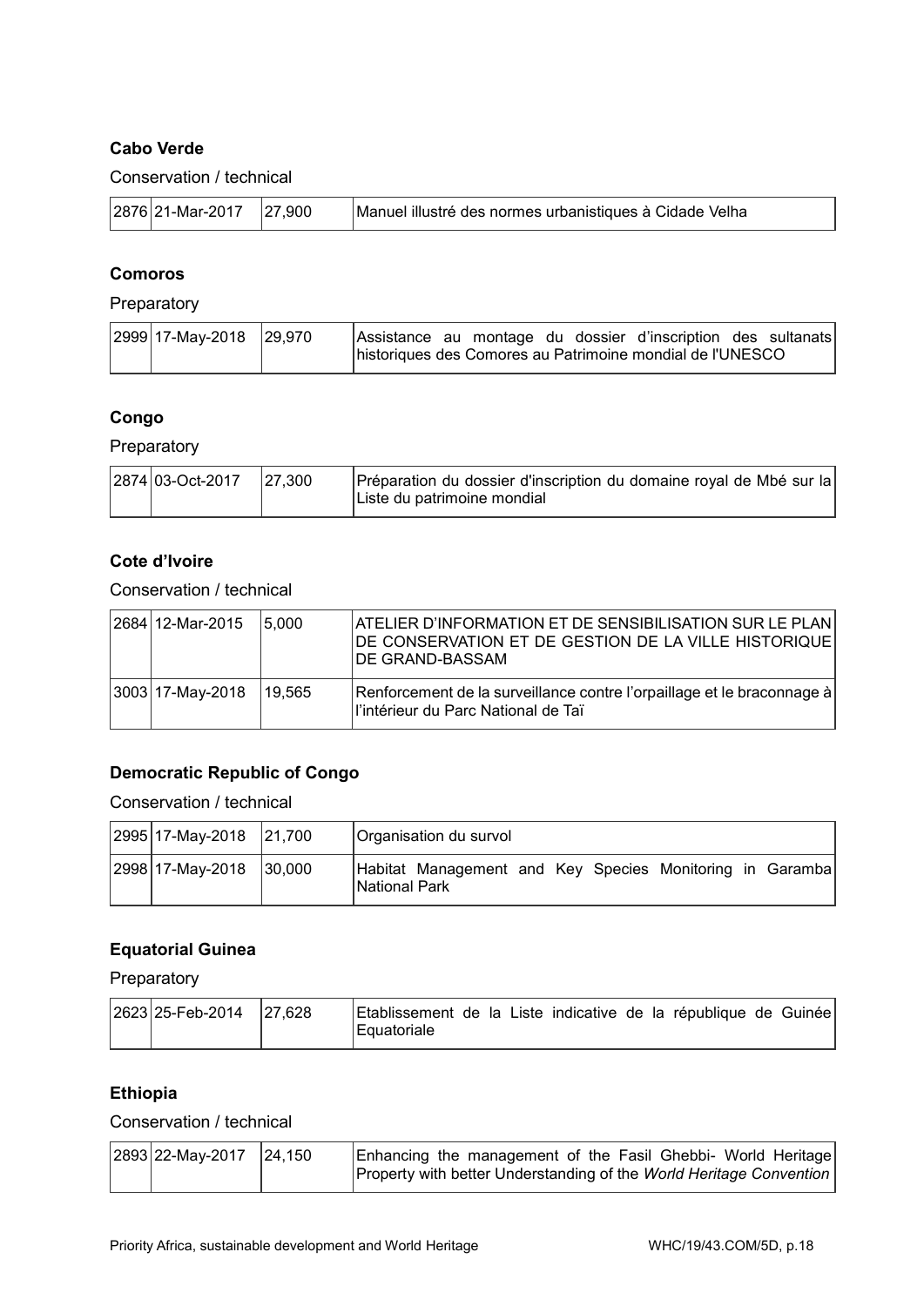**Cabo Verde**

Conservation / technical

| 2876 | 21-Mar-2017 | 27,900 | Manuel illustré des normes urbanistiques à Cidade Velha |
|---|---|---|---|

**Comoros**

Preparatory

| 2999 | 17-May-2018 | 29,970 | Assistance au montage du dossier d'inscription des sultanats historiques des Comores au Patrimoine mondial de l'UNESCO |
|---|---|---|---|

**Congo**

Preparatory

| 2874 | 03-Oct-2017 | 27,300 | Préparation du dossier d'inscription du domaine royal de Mbé sur la Liste du patrimoine mondial |
|---|---|---|---|

**Cote d'Ivoire**

Conservation / technical

| 2684 | 12-Mar-2015 | 5,000 | ATELIER D'INFORMATION ET DE SENSIBILISATION SUR LE PLAN DE CONSERVATION ET DE GESTION DE LA VILLE HISTORIQUE DE GRAND-BASSAM |
|---|---|---|---|
| 3003 | 17-May-2018 | 19,565 | Renforcement de la surveillance contre l'orpaillage et le braconnage à l'intérieur du Parc National de Taï |

**Democratic Republic of Congo**

Conservation / technical

| 2995 | 17-May-2018 | 21,700 | Organisation du survol |
|---|---|---|---|
| 2998 | 17-May-2018 | 30,000 | Habitat Management and Key Species Monitoring in Garamba National Park |

**Equatorial Guinea**

Preparatory

| 2623 | 25-Feb-2014 | 27,628 | Etablissement de la Liste indicative de la république de Guinée Equatoriale |
|---|---|---|---|

**Ethiopia**

Conservation / technical

| 2893 | 22-May-2017 | 24,150 | Enhancing the management of the Fasil Ghebbi- World Heritage Property with better Understanding of the *World Heritage Convention* |
|---|---|---|---|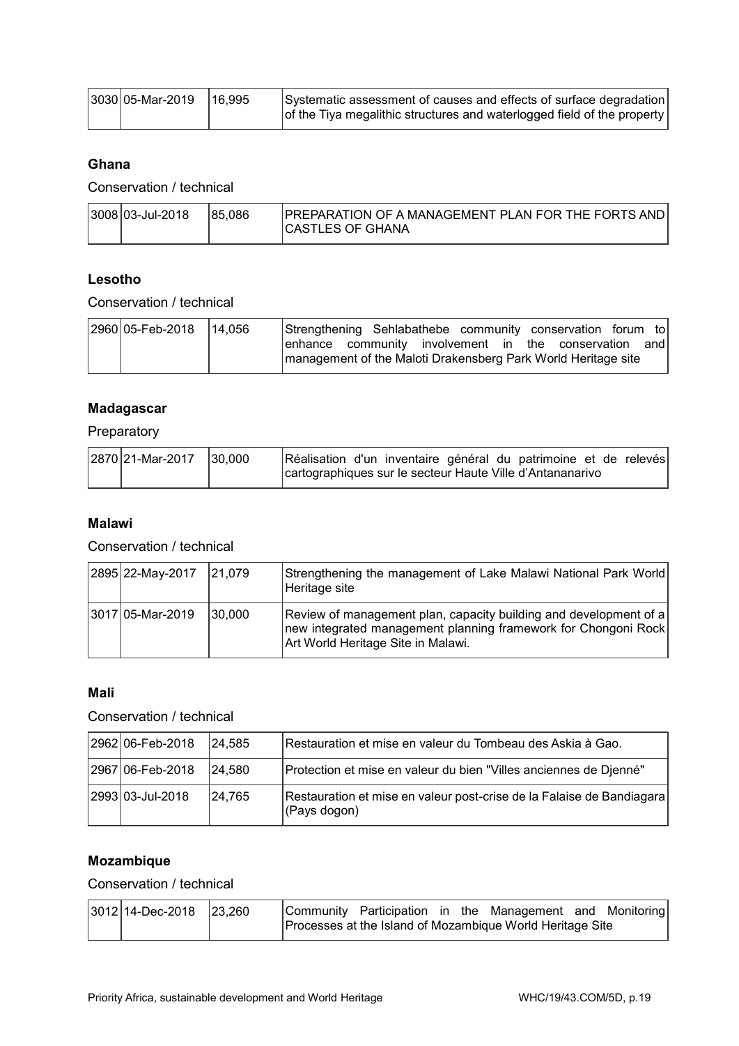| | | | |
|---|---|---|---|
| 3030 | 05-Mar-2019 | 16,995 | Systematic assessment of causes and effects of surface degradation of the Tiya megalithic structures and waterlogged field of the property |

### Ghana

Conservation / technical

| | | | |
|---|---|---|---|
| 3008 | 03-Jul-2018 | 85,086 | PREPARATION OF A MANAGEMENT PLAN FOR THE FORTS AND CASTLES OF GHANA |

### Lesotho

Conservation / technical

| | | | |
|---|---|---|---|
| 2960 | 05-Feb-2018 | 14,056 | Strengthening Sehlabathebe community conservation forum to enhance community involvement in the conservation and management of the Maloti Drakensberg Park World Heritage site |

### Madagascar

Preparatory

| | | | |
|---|---|---|---|
| 2870 | 21-Mar-2017 | 30,000 | Réalisation d'un inventaire général du patrimoine et de relevés cartographiques sur le secteur Haute Ville d'Antananarivo |

### Malawi

Conservation / technical

| | | | |
|---|---|---|---|
| 2895 | 22-May-2017 | 21,079 | Strengthening the management of Lake Malawi National Park World Heritage site |
| 3017 | 05-Mar-2019 | 30,000 | Review of management plan, capacity building and development of a new integrated management planning framework for Chongoni Rock Art World Heritage Site in Malawi. |

### Mali

Conservation / technical

| | | | |
|---|---|---|---|
| 2962 | 06-Feb-2018 | 24,585 | Restauration et mise en valeur du Tombeau des Askia à Gao. |
| 2967 | 06-Feb-2018 | 24,580 | Protection et mise en valeur du bien "Villes anciennes de Djenné" |
| 2993 | 03-Jul-2018 | 24,765 | Restauration et mise en valeur post-crise de la Falaise de Bandiagara (Pays dogon) |

### Mozambique

Conservation / technical

| | | | |
|---|---|---|---|
| 3012 | 14-Dec-2018 | 23,260 | Community Participation in the Management and Monitoring Processes at the Island of Mozambique World Heritage Site |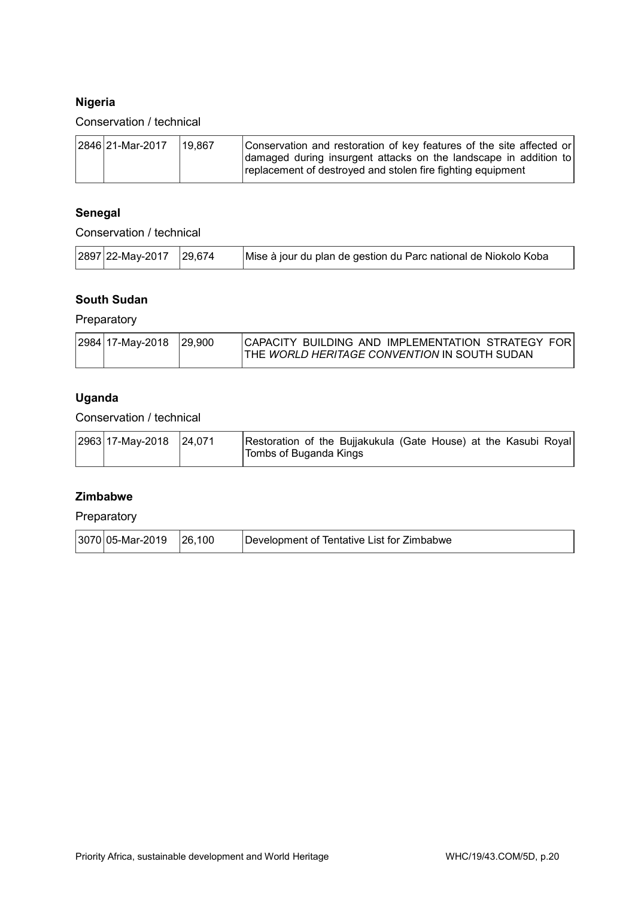**Nigeria**

Conservation / technical

| | | | |
|---|---|---|---|
| 2846 | 21-Mar-2017 | 19,867 | Conservation and restoration of key features of the site affected or damaged during insurgent attacks on the landscape in addition to replacement of destroyed and stolen fire fighting equipment |

**Senegal**

Conservation / technical

| | | | |
|---|---|---|---|
| 2897 | 22-May-2017 | 29,674 | Mise à jour du plan de gestion du Parc national de Niokolo Koba |

**South Sudan**

Preparatory

| | | | |
|---|---|---|---|
| 2984 | 17-May-2018 | 29,900 | CAPACITY BUILDING AND IMPLEMENTATION STRATEGY FOR THE *WORLD HERITAGE CONVENTION* IN SOUTH SUDAN |

**Uganda**

Conservation / technical

| | | | |
|---|---|---|---|
| 2963 | 17-May-2018 | 24,071 | Restoration of the Bujjakukula (Gate House) at the Kasubi Royal Tombs of Buganda Kings |

**Zimbabwe**

Preparatory

| | | | |
|---|---|---|---|
| 3070 | 05-Mar-2019 | 26,100 | Development of Tentative List for Zimbabwe |